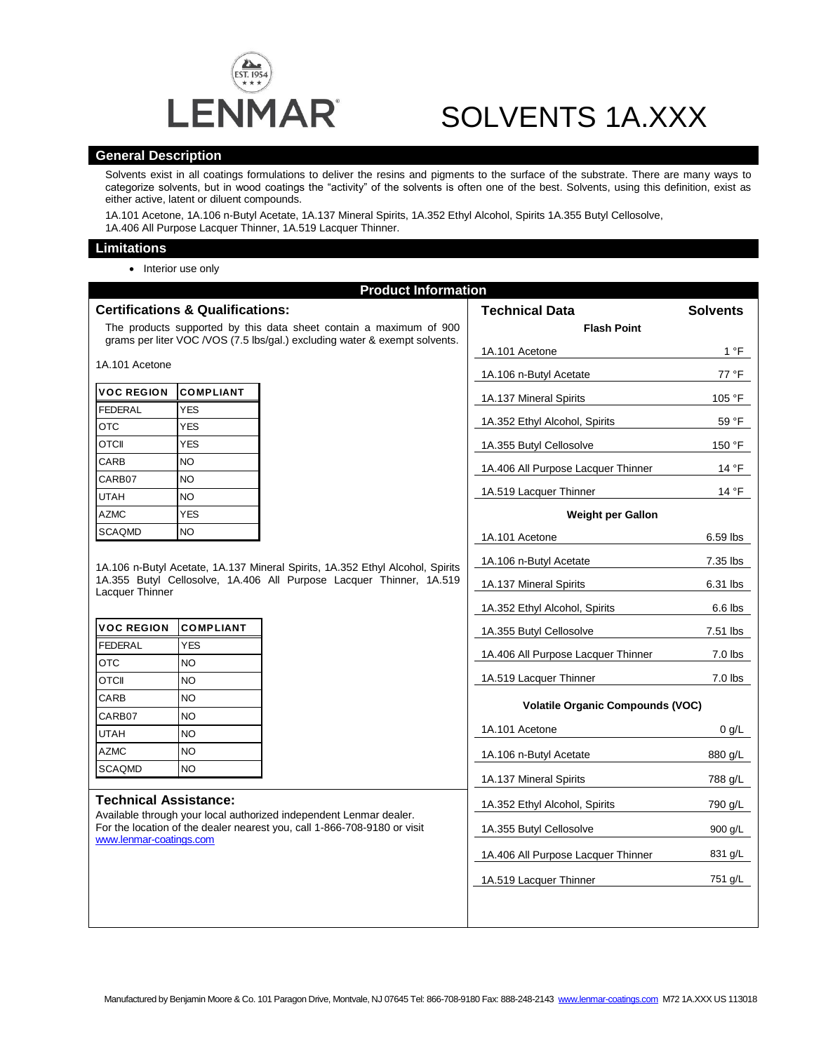# LENMAR

# SOLVENTS 1A.XXX

## General Description

Solvents exist in all coatings formulations to deliver the resins and pigments to the surface of the substrate. There are many ways to categorize solvents, but in wood coatings the "activity" of the solvents is often one of the best. Solvents, using this definition, exist as either active, latent or diluent compounds.

1A.101 Acetone, 1A.106 n-Butyl Acetate, 1A.137 Mineral Spirits, 1A.352 Ethyl Alcohol, Spirits 1A.355 Butyl Cellosolve, 1A.406 All Purpose Lacquer Thinner, 1A.519 Lacquer Thinner.

## Limitations

- Interior use only

## Product Information

### Certifications & Qualifications:

The products supported by this data sheet contain a maximum of 900 grams per liter VOC /VOS (7.5 lbs/gal.) excluding water & exempt solvents.

1A.101 Acetone

| VOC REGION | COMPLIANT |
|---|---|
| FEDERAL | YES |
| OTC | YES |
| OTCII | YES |
| CARB | NO |
| CARB07 | NO |
| UTAH | NO |
| AZMC | YES |
| SCAQMD | NO |

1A.106 n-Butyl Acetate, 1A.137 Mineral Spirits, 1A.352 Ethyl Alcohol, Spirits 1A.355 Butyl Cellosolve, 1A.406 All Purpose Lacquer Thinner, 1A.519 Lacquer Thinner

| VOC REGION | COMPLIANT |
|---|---|
| FEDERAL | YES |
| OTC | NO |
| OTCII | NO |
| CARB | NO |
| CARB07 | NO |
| UTAH | NO |
| AZMC | NO |
| SCAQMD | NO |

### Technical Assistance:

Available through your local authorized independent Lenmar dealer. For the location of the dealer nearest you, call 1-866-708-9180 or visit www.lenmar-coatings.com

### Technical Data

| Technical Data | Solvents |
|---|---|
| **Flash Point** | |
| 1A.101 Acetone | 1 °F |
| 1A.106 n-Butyl Acetate | 77 °F |
| 1A.137 Mineral Spirits | 105 °F |
| 1A.352 Ethyl Alcohol, Spirits | 59 °F |
| 1A.355 Butyl Cellosolve | 150 °F |
| 1A.406 All Purpose Lacquer Thinner | 14 °F |
| 1A.519 Lacquer Thinner | 14 °F |
| **Weight per Gallon** | |
| 1A.101 Acetone | 6.59 lbs |
| 1A.106 n-Butyl Acetate | 7.35 lbs |
| 1A.137 Mineral Spirits | 6.31 lbs |
| 1A.352 Ethyl Alcohol, Spirits | 6.6 lbs |
| 1A.355 Butyl Cellosolve | 7.51 lbs |
| 1A.406 All Purpose Lacquer Thinner | 7.0 lbs |
| 1A.519 Lacquer Thinner | 7.0 lbs |
| **Volatile Organic Compounds (VOC)** | |
| 1A.101 Acetone | 0 g/L |
| 1A.106 n-Butyl Acetate | 880 g/L |
| 1A.137 Mineral Spirits | 788 g/L |
| 1A.352 Ethyl Alcohol, Spirits | 790 g/L |
| 1A.355 Butyl Cellosolve | 900 g/L |
| 1A.406 All Purpose Lacquer Thinner | 831 g/L |
| 1A.519 Lacquer Thinner | 751 g/L |

Manufactured by Benjamin Moore & Co. 101 Paragon Drive, Montvale, NJ 07645 Tel: 866-708-9180 Fax: 888-248-2143 www.lenmar-coatings.com M72 1A.XXX US 113018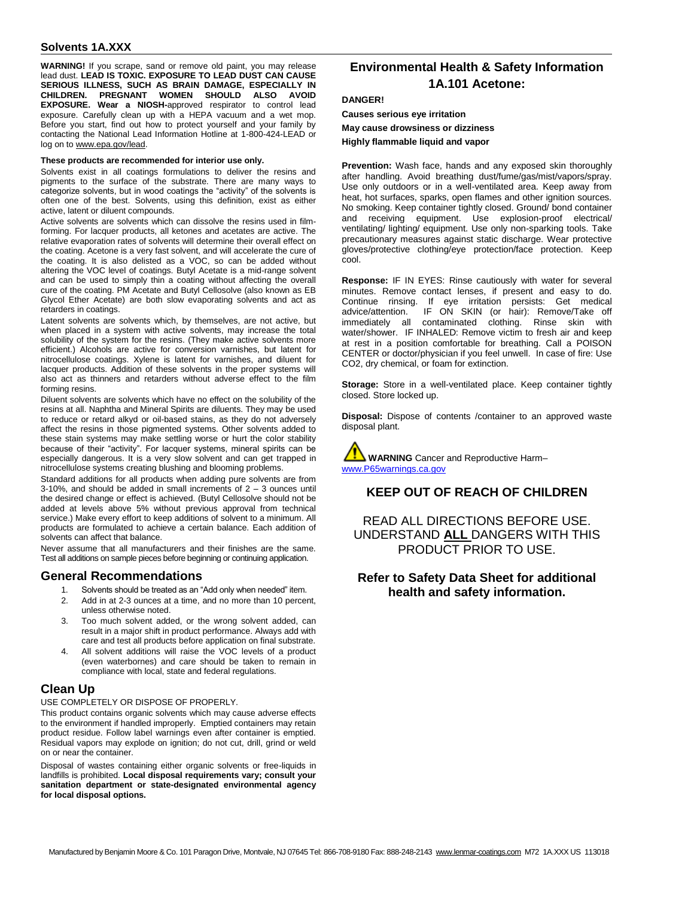## Solvents 1A.XXX

**WARNING!** If you scrape, sand or remove old paint, you may release lead dust. **LEAD IS TOXIC. EXPOSURE TO LEAD DUST CAN CAUSE SERIOUS ILLNESS, SUCH AS BRAIN DAMAGE, ESPECIALLY IN CHILDREN. PREGNANT WOMEN SHOULD ALSO AVOID EXPOSURE. Wear a NIOSH-**approved respirator to control lead exposure. Carefully clean up with a HEPA vacuum and a wet mop. Before you start, find out how to protect yourself and your family by contacting the National Lead Information Hotline at 1-800-424-LEAD or log on to www.epa.gov/lead.

**These products are recommended for interior use only.**

Solvents exist in all coatings formulations to deliver the resins and pigments to the surface of the substrate. There are many ways to categorize solvents, but in wood coatings the "activity" of the solvents is often one of the best. Solvents, using this definition, exist as either active, latent or diluent compounds.

Active solvents are solvents which can dissolve the resins used in film-forming. For lacquer products, all ketones and acetates are active. The relative evaporation rates of solvents will determine their overall effect on the coating. Acetone is a very fast solvent, and will accelerate the cure of the coating. It is also delisted as a VOC, so can be added without altering the VOC level of coatings. Butyl Acetate is a mid-range solvent and can be used to simply thin a coating without affecting the overall cure of the coating. PM Acetate and Butyl Cellosolve (also known as EB Glycol Ether Acetate) are both slow evaporating solvents and act as retarders in coatings.

Latent solvents are solvents which, by themselves, are not active, but when placed in a system with active solvents, may increase the total solubility of the system for the resins. (They make active solvents more efficient.) Alcohols are active for conversion varnishes, but latent for nitrocellulose coatings. Xylene is latent for varnishes, and diluent for lacquer products. Addition of these solvents in the proper systems will also act as thinners and retarders without adverse effect to the film forming resins.

Diluent solvents are solvents which have no effect on the solubility of the resins at all. Naphtha and Mineral Spirits are diluents. They may be used to reduce or retard alkyd or oil-based stains, as they do not adversely affect the resins in those pigmented systems. Other solvents added to these stain systems may make settling worse or hurt the color stability because of their "activity". For lacquer systems, mineral spirits can be especially dangerous. It is a very slow solvent and can get trapped in nitrocellulose systems creating blushing and blooming problems.

Standard additions for all products when adding pure solvents are from 3-10%, and should be added in small increments of 2 – 3 ounces until the desired change or effect is achieved. (Butyl Cellosolve should not be added at levels above 5% without previous approval from technical service.) Make every effort to keep additions of solvent to a minimum. All products are formulated to achieve a certain balance. Each addition of solvents can affect that balance.

Never assume that all manufacturers and their finishes are the same. Test all additions on sample pieces before beginning or continuing application.

## General Recommendations

1. Solvents should be treated as an "Add only when needed" item.
2. Add in at 2-3 ounces at a time, and no more than 10 percent, unless otherwise noted.
3. Too much solvent added, or the wrong solvent added, can result in a major shift in product performance. Always add with care and test all products before application on final substrate.
4. All solvent additions will raise the VOC levels of a product (even waterbornes) and care should be taken to remain in compliance with local, state and federal regulations.

## Clean Up

USE COMPLETELY OR DISPOSE OF PROPERLY.

This product contains organic solvents which may cause adverse effects to the environment if handled improperly. Emptied containers may retain product residue. Follow label warnings even after container is emptied. Residual vapors may explode on ignition; do not cut, drill, grind or weld on or near the container.

Disposal of wastes containing either organic solvents or free-liquids in landfills is prohibited. **Local disposal requirements vary; consult your sanitation department or state-designated environmental agency for local disposal options.**

## Environmental Health & Safety Information 1A.101 Acetone:

**DANGER!**

**Causes serious eye irritation**

**May cause drowsiness or dizziness**

**Highly flammable liquid and vapor**

**Prevention:** Wash face, hands and any exposed skin thoroughly after handling. Avoid breathing dust/fume/gas/mist/vapors/spray. Use only outdoors or in a well-ventilated area. Keep away from heat, hot surfaces, sparks, open flames and other ignition sources. No smoking. Keep container tightly closed. Ground/ bond container and receiving equipment. Use explosion-proof electrical/ ventilating/ lighting/ equipment. Use only non-sparking tools. Take precautionary measures against static discharge. Wear protective gloves/protective clothing/eye protection/face protection. Keep cool.

**Response:** IF IN EYES: Rinse cautiously with water for several minutes. Remove contact lenses, if present and easy to do. Continue rinsing. If eye irritation persists: Get medical advice/attention. IF ON SKIN (or hair): Remove/Take off immediately all contaminated clothing. Rinse skin with water/shower. IF INHALED: Remove victim to fresh air and keep at rest in a position comfortable for breathing. Call a POISON CENTER or doctor/physician if you feel unwell. In case of fire: Use CO2, dry chemical, or foam for extinction.

**Storage:** Store in a well-ventilated place. Keep container tightly closed. Store locked up.

**Disposal:** Dispose of contents /container to an approved waste disposal plant.

**WARNING** Cancer and Reproductive Harm– www.P65warnings.ca.gov

### KEEP OUT OF REACH OF CHILDREN

READ ALL DIRECTIONS BEFORE USE. UNDERSTAND **ALL** DANGERS WITH THIS PRODUCT PRIOR TO USE.

### Refer to Safety Data Sheet for additional health and safety information.

Manufactured by Benjamin Moore & Co. 101 Paragon Drive, Montvale, NJ 07645 Tel: 866-708-9180 Fax: 888-248-2143 www.lenmar-coatings.com M72 1A.XXX US 113018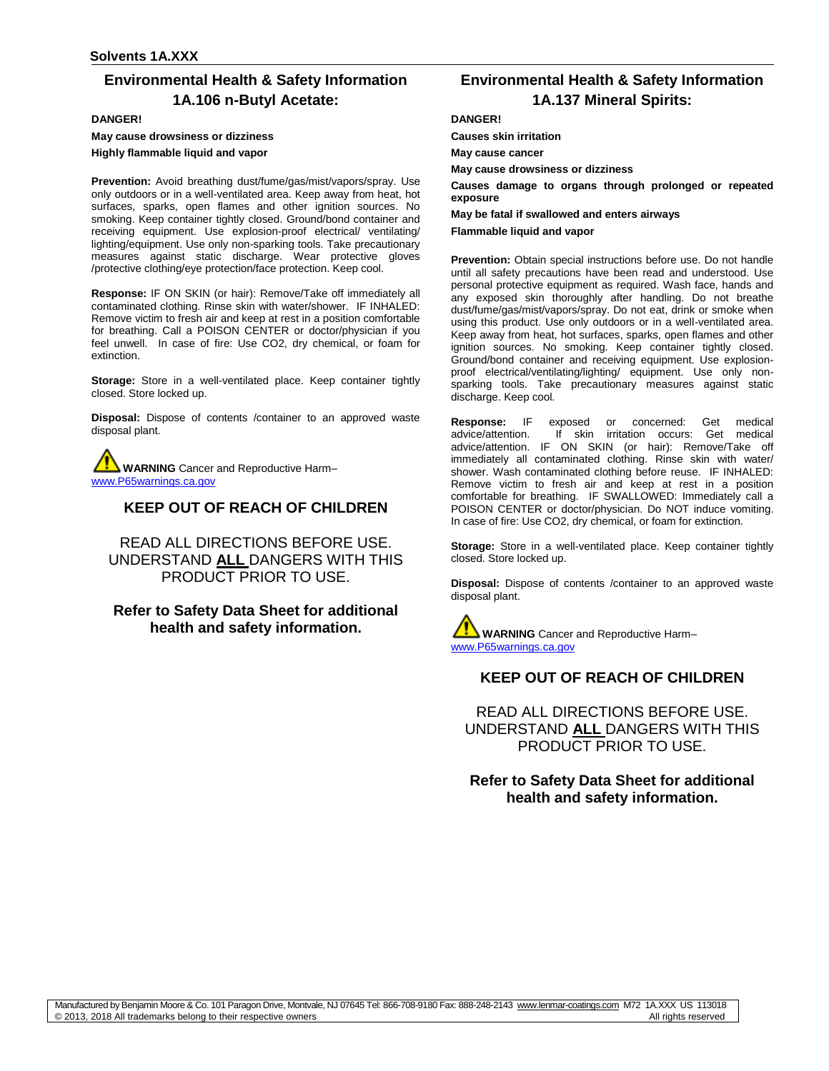**Solvents 1A.XXX**

## Environmental Health & Safety Information 1A.106 n-Butyl Acetate:

**DANGER!**

**May cause drowsiness or dizziness**

**Highly flammable liquid and vapor**

**Prevention:** Avoid breathing dust/fume/gas/mist/vapors/spray. Use only outdoors or in a well-ventilated area. Keep away from heat, hot surfaces, sparks, open flames and other ignition sources. No smoking. Keep container tightly closed. Ground/bond container and receiving equipment. Use explosion-proof electrical/ ventilating/ lighting/equipment. Use only non-sparking tools. Take precautionary measures against static discharge. Wear protective gloves /protective clothing/eye protection/face protection. Keep cool.

**Response:** IF ON SKIN (or hair): Remove/Take off immediately all contaminated clothing. Rinse skin with water/shower. IF INHALED: Remove victim to fresh air and keep at rest in a position comfortable for breathing. Call a POISON CENTER or doctor/physician if you feel unwell. In case of fire: Use CO2, dry chemical, or foam for extinction.

**Storage:** Store in a well-ventilated place. Keep container tightly closed. Store locked up.

**Disposal:** Dispose of contents /container to an approved waste disposal plant.

**WARNING** Cancer and Reproductive Harm– www.P65warnings.ca.gov

### KEEP OUT OF REACH OF CHILDREN

READ ALL DIRECTIONS BEFORE USE. UNDERSTAND **ALL** DANGERS WITH THIS PRODUCT PRIOR TO USE.

**Refer to Safety Data Sheet for additional health and safety information.**

## Environmental Health & Safety Information 1A.137 Mineral Spirits:

**DANGER!**

**Causes skin irritation**

**May cause cancer**

**May cause drowsiness or dizziness**

**Causes damage to organs through prolonged or repeated exposure**

**May be fatal if swallowed and enters airways**

**Flammable liquid and vapor**

**Prevention:** Obtain special instructions before use. Do not handle until all safety precautions have been read and understood. Use personal protective equipment as required. Wash face, hands and any exposed skin thoroughly after handling. Do not breathe dust/fume/gas/mist/vapors/spray. Do not eat, drink or smoke when using this product. Use only outdoors or in a well-ventilated area. Keep away from heat, hot surfaces, sparks, open flames and other ignition sources. No smoking. Keep container tightly closed. Ground/bond container and receiving equipment. Use explosion-proof electrical/ventilating/lighting/ equipment. Use only non-sparking tools. Take precautionary measures against static discharge. Keep cool.

**Response:** IF exposed or concerned: Get medical advice/attention. If skin irritation occurs: Get medical advice/attention. IF ON SKIN (or hair): Remove/Take off immediately all contaminated clothing. Rinse skin with water/ shower. Wash contaminated clothing before reuse. IF INHALED: Remove victim to fresh air and keep at rest in a position comfortable for breathing. IF SWALLOWED: Immediately call a POISON CENTER or doctor/physician. Do NOT induce vomiting. In case of fire: Use CO2, dry chemical, or foam for extinction.

**Storage:** Store in a well-ventilated place. Keep container tightly closed. Store locked up.

**Disposal:** Dispose of contents /container to an approved waste disposal plant.

**WARNING** Cancer and Reproductive Harm– www.P65warnings.ca.gov

### KEEP OUT OF REACH OF CHILDREN

READ ALL DIRECTIONS BEFORE USE. UNDERSTAND **ALL** DANGERS WITH THIS PRODUCT PRIOR TO USE.

**Refer to Safety Data Sheet for additional health and safety information.**

Manufactured by Benjamin Moore & Co. 101 Paragon Drive, Montvale, NJ 07645 Tel: 866-708-9180 Fax: 888-248-2143 www.lenmar-coatings.com M72 1A.XXX US 113018
© 2013, 2018 All trademarks belong to their respective owners All rights reserved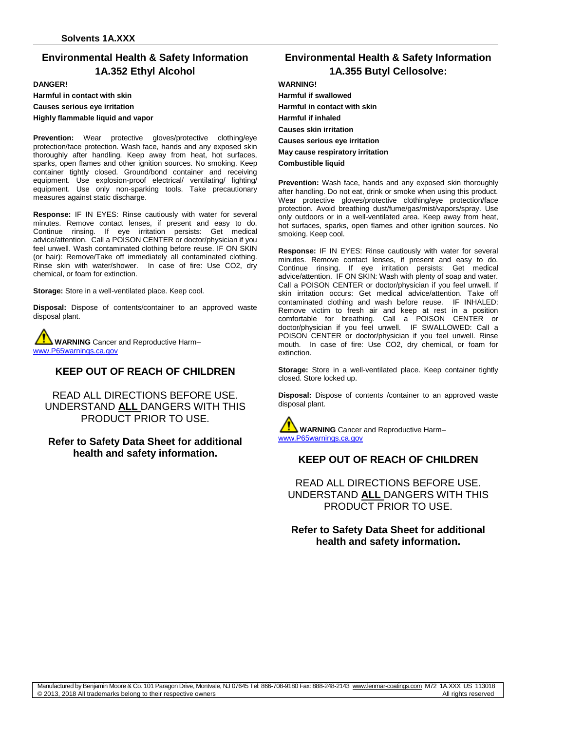## Environmental Health & Safety Information 1A.352 Ethyl Alcohol

**DANGER!**

**Harmful in contact with skin**

**Causes serious eye irritation**

**Highly flammable liquid and vapor**

**Prevention:** Wear protective gloves/protective clothing/eye protection/face protection. Wash face, hands and any exposed skin thoroughly after handling. Keep away from heat, hot surfaces, sparks, open flames and other ignition sources. No smoking. Keep container tightly closed. Ground/bond container and receiving equipment. Use explosion-proof electrical/ ventilating/ lighting/ equipment. Use only non-sparking tools. Take precautionary measures against static discharge.

**Response:** IF IN EYES: Rinse cautiously with water for several minutes. Remove contact lenses, if present and easy to do. Continue rinsing. If eye irritation persists: Get medical advice/attention. Call a POISON CENTER or doctor/physician if you feel unwell. Wash contaminated clothing before reuse. IF ON SKIN (or hair): Remove/Take off immediately all contaminated clothing. Rinse skin with water/shower. In case of fire: Use CO2, dry chemical, or foam for extinction.

**Storage:** Store in a well-ventilated place. Keep cool.

**Disposal:** Dispose of contents/container to an approved waste disposal plant.

**WARNING** Cancer and Reproductive Harm– www.P65warnings.ca.gov

### KEEP OUT OF REACH OF CHILDREN

READ ALL DIRECTIONS BEFORE USE. UNDERSTAND **ALL** DANGERS WITH THIS PRODUCT PRIOR TO USE.

**Refer to Safety Data Sheet for additional health and safety information.**

## Environmental Health & Safety Information 1A.355 Butyl Cellosolve:

**WARNING!**

**Harmful if swallowed**

**Harmful in contact with skin**

**Harmful if inhaled**

**Causes skin irritation**

**Causes serious eye irritation**

**May cause respiratory irritation**

**Combustible liquid**

**Prevention:** Wash face, hands and any exposed skin thoroughly after handling. Do not eat, drink or smoke when using this product. Wear protective gloves/protective clothing/eye protection/face protection. Avoid breathing dust/fume/gas/mist/vapors/spray. Use only outdoors or in a well-ventilated area. Keep away from heat, hot surfaces, sparks, open flames and other ignition sources. No smoking. Keep cool.

**Response:** IF IN EYES: Rinse cautiously with water for several minutes. Remove contact lenses, if present and easy to do. Continue rinsing. If eye irritation persists: Get medical advice/attention. IF ON SKIN: Wash with plenty of soap and water. Call a POISON CENTER or doctor/physician if you feel unwell. If skin irritation occurs: Get medical advice/attention. Take off contaminated clothing and wash before reuse. IF INHALED: Remove victim to fresh air and keep at rest in a position comfortable for breathing. Call a POISON CENTER or doctor/physician if you feel unwell. IF SWALLOWED: Call a POISON CENTER or doctor/physician if you feel unwell. Rinse mouth. In case of fire: Use CO2, dry chemical, or foam for extinction.

**Storage:** Store in a well-ventilated place. Keep container tightly closed. Store locked up.

**Disposal:** Dispose of contents /container to an approved waste disposal plant.

**WARNING** Cancer and Reproductive Harm– www.P65warnings.ca.gov

### KEEP OUT OF REACH OF CHILDREN

READ ALL DIRECTIONS BEFORE USE. UNDERSTAND **ALL** DANGERS WITH THIS PRODUCT PRIOR TO USE.

**Refer to Safety Data Sheet for additional health and safety information.**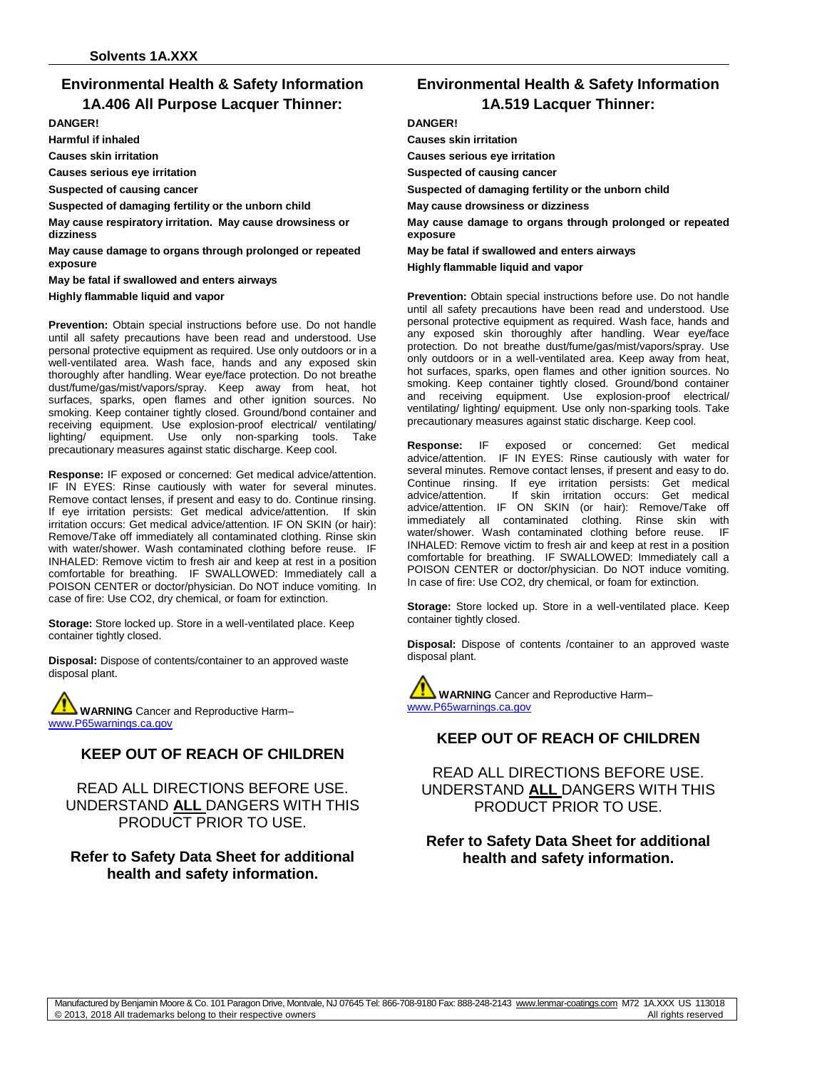## Environmental Health & Safety Information 1A.406 All Purpose Lacquer Thinner:

**DANGER!**

**Harmful if inhaled**

**Causes skin irritation**

**Causes serious eye irritation**

**Suspected of causing cancer**

**Suspected of damaging fertility or the unborn child**

**May cause respiratory irritation. May cause drowsiness or dizziness**

**May cause damage to organs through prolonged or repeated exposure**

**May be fatal if swallowed and enters airways**

**Highly flammable liquid and vapor**

**Prevention:** Obtain special instructions before use. Do not handle until all safety precautions have been read and understood. Use personal protective equipment as required. Use only outdoors or in a well-ventilated area. Wash face, hands and any exposed skin thoroughly after handling. Wear eye/face protection. Do not breathe dust/fume/gas/mist/vapors/spray. Keep away from heat, hot surfaces, sparks, open flames and other ignition sources. No smoking. Keep container tightly closed. Ground/bond container and receiving equipment. Use explosion-proof electrical/ ventilating/ lighting/ equipment. Use only non-sparking tools. Take precautionary measures against static discharge. Keep cool.

**Response:** IF exposed or concerned: Get medical advice/attention. IF IN EYES: Rinse cautiously with water for several minutes. Remove contact lenses, if present and easy to do. Continue rinsing. If eye irritation persists: Get medical advice/attention. If skin irritation occurs: Get medical advice/attention. IF ON SKIN (or hair): Remove/Take off immediately all contaminated clothing. Rinse skin with water/shower. Wash contaminated clothing before reuse. IF INHALED: Remove victim to fresh air and keep at rest in a position comfortable for breathing. IF SWALLOWED: Immediately call a POISON CENTER or doctor/physician. Do NOT induce vomiting. In case of fire: Use CO2, dry chemical, or foam for extinction.

**Storage:** Store locked up. Store in a well-ventilated place. Keep container tightly closed.

**Disposal:** Dispose of contents/container to an approved waste disposal plant.

**WARNING** Cancer and Reproductive Harm– www.P65warnings.ca.gov

### KEEP OUT OF REACH OF CHILDREN

READ ALL DIRECTIONS BEFORE USE. UNDERSTAND **ALL** DANGERS WITH THIS PRODUCT PRIOR TO USE.

**Refer to Safety Data Sheet for additional health and safety information.**

## Environmental Health & Safety Information 1A.519 Lacquer Thinner:

**DANGER!**

**Causes skin irritation**

**Causes serious eye irritation**

**Suspected of causing cancer**

**Suspected of damaging fertility or the unborn child**

**May cause drowsiness or dizziness**

**May cause damage to organs through prolonged or repeated exposure**

**May be fatal if swallowed and enters airways**

**Highly flammable liquid and vapor**

**Prevention:** Obtain special instructions before use. Do not handle until all safety precautions have been read and understood. Use personal protective equipment as required. Wash face, hands and any exposed skin thoroughly after handling. Wear eye/face protection. Do not breathe dust/fume/gas/mist/vapors/spray. Use only outdoors or in a well-ventilated area. Keep away from heat, hot surfaces, sparks, open flames and other ignition sources. No smoking. Keep container tightly closed. Ground/bond container and receiving equipment. Use explosion-proof electrical/ ventilating/ lighting/ equipment. Use only non-sparking tools. Take precautionary measures against static discharge. Keep cool.

**Response:** IF exposed or concerned: Get medical advice/attention. IF IN EYES: Rinse cautiously with water for several minutes. Remove contact lenses, if present and easy to do. Continue rinsing. If eye irritation persists: Get medical advice/attention. If skin irritation occurs: Get medical advice/attention. IF ON SKIN (or hair): Remove/Take off immediately all contaminated clothing. Rinse skin with water/shower. Wash contaminated clothing before reuse. IF INHALED: Remove victim to fresh air and keep at rest in a position comfortable for breathing. IF SWALLOWED: Immediately call a POISON CENTER or doctor/physician. Do NOT induce vomiting. In case of fire: Use CO2, dry chemical, or foam for extinction.

**Storage:** Store locked up. Store in a well-ventilated place. Keep container tightly closed.

**Disposal:** Dispose of contents /container to an approved waste disposal plant.

**WARNING** Cancer and Reproductive Harm– www.P65warnings.ca.gov

### KEEP OUT OF REACH OF CHILDREN

READ ALL DIRECTIONS BEFORE USE. UNDERSTAND **ALL** DANGERS WITH THIS PRODUCT PRIOR TO USE.

**Refer to Safety Data Sheet for additional health and safety information.**